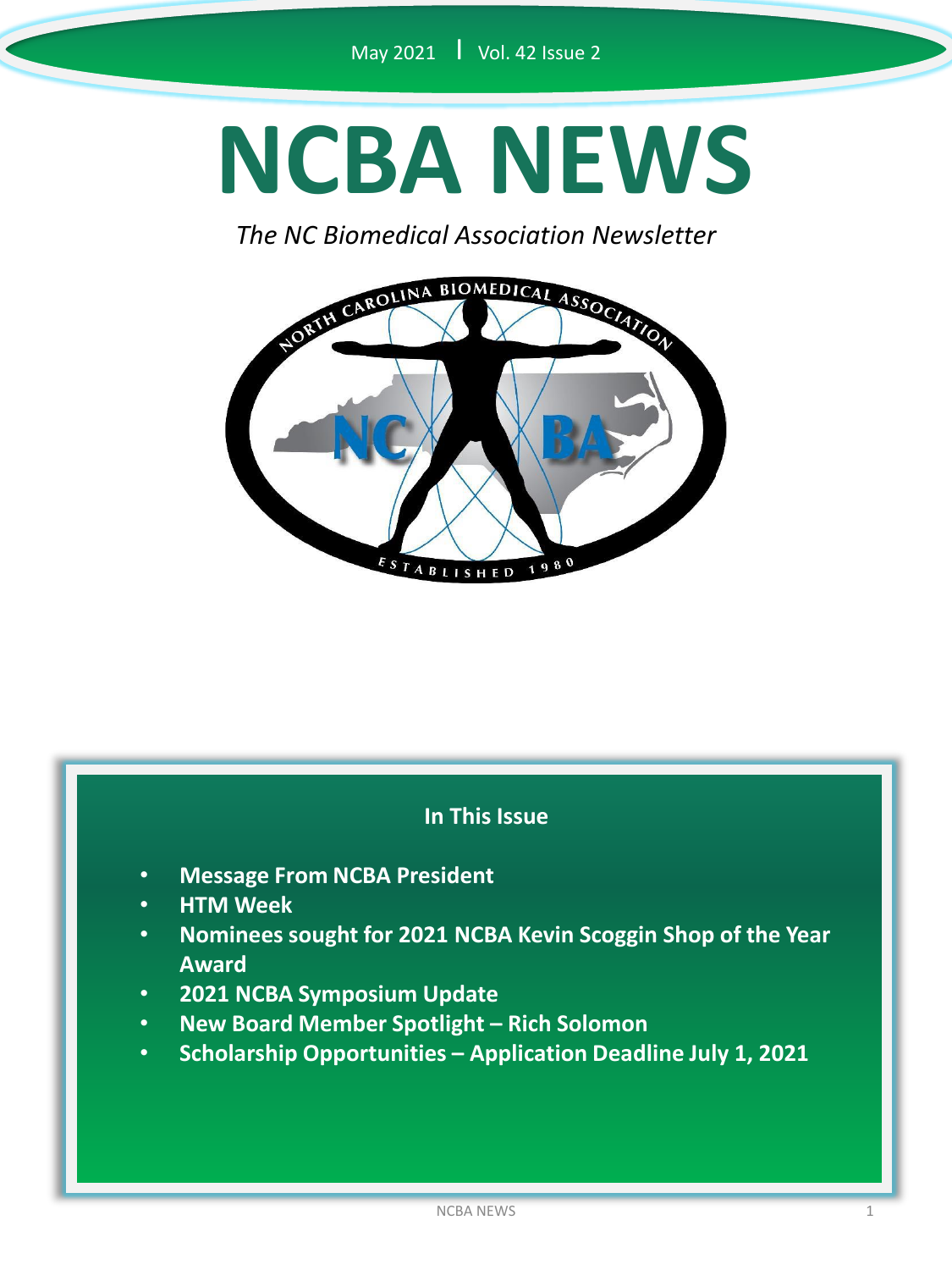May 2021 | Vol. 42 Issue 2

# NCBA NEWS

*The NC Biomedical Association Newsletter*

## In This Issue

- **Message From NCBA President**
- **HTM Week**
- **Nominees sought for 2021 NCBA Kevin Scoggin Shop of the Year Award**
- **2021 NCBA Symposium Update**
- **New Board Member Spotlight – Rich Solomon**
- **Scholarship Opportunities – Application Deadline July 1, 2021**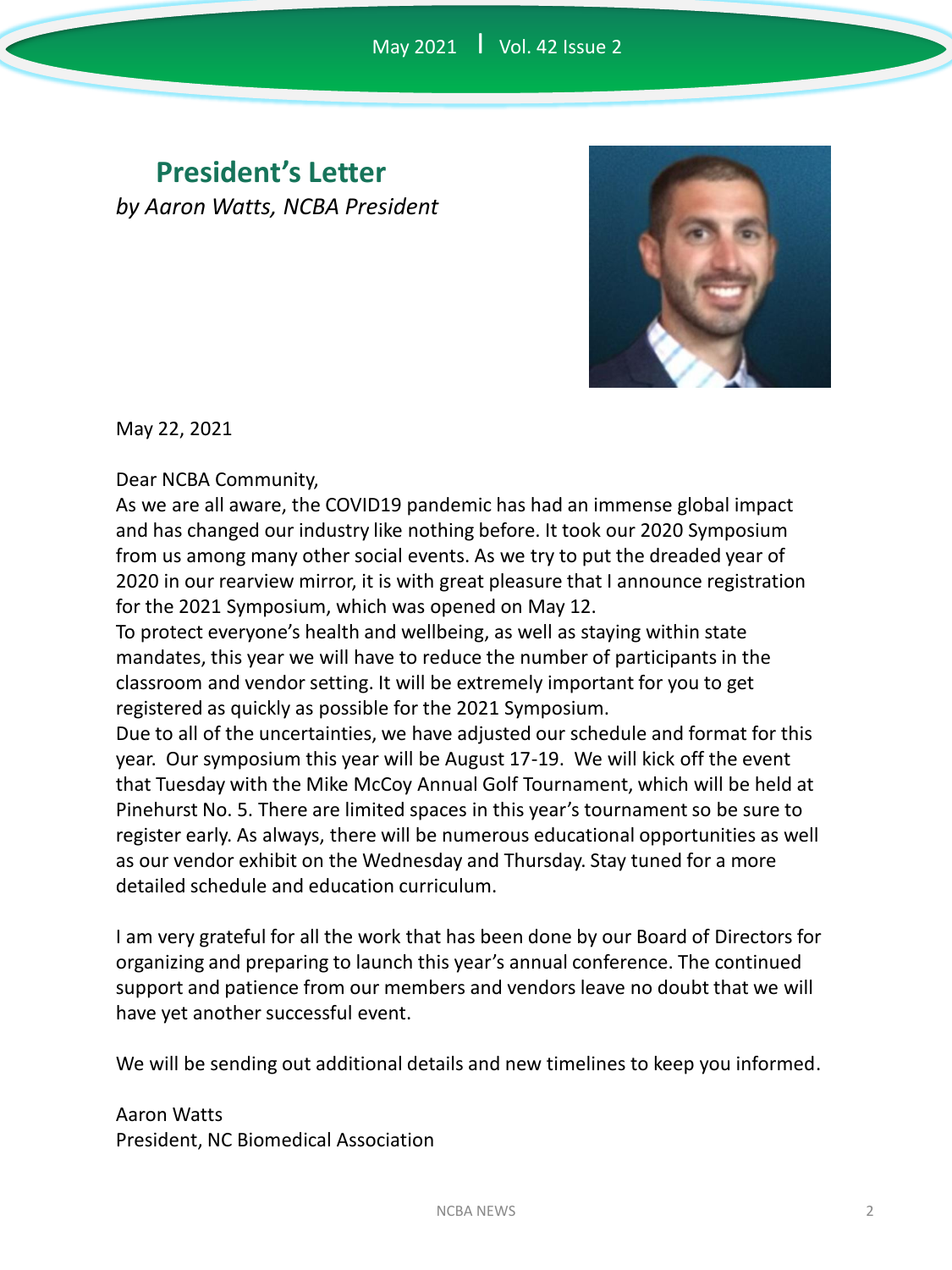## President's Letter

*by Aaron Watts, NCBA President*

May 22, 2021

Dear NCBA Community,

As we are all aware, the COVID19 pandemic has had an immense global impact and has changed our industry like nothing before. It took our 2020 Symposium from us among many other social events. As we try to put the dreaded year of 2020 in our rearview mirror, it is with great pleasure that I announce registration for the 2021 Symposium, which was opened on May 12.

To protect everyone's health and wellbeing, as well as staying within state mandates, this year we will have to reduce the number of participants in the classroom and vendor setting. It will be extremely important for you to get registered as quickly as possible for the 2021 Symposium.

Due to all of the uncertainties, we have adjusted our schedule and format for this year. Our symposium this year will be August 17-19. We will kick off the event that Tuesday with the Mike McCoy Annual Golf Tournament, which will be held at Pinehurst No. 5. There are limited spaces in this year's tournament so be sure to register early. As always, there will be numerous educational opportunities as well as our vendor exhibit on the Wednesday and Thursday. Stay tuned for a more detailed schedule and education curriculum.

I am very grateful for all the work that has been done by our Board of Directors for organizing and preparing to launch this year's annual conference. The continued support and patience from our members and vendors leave no doubt that we will have yet another successful event.

We will be sending out additional details and new timelines to keep you informed.

Aaron Watts
President, NC Biomedical Association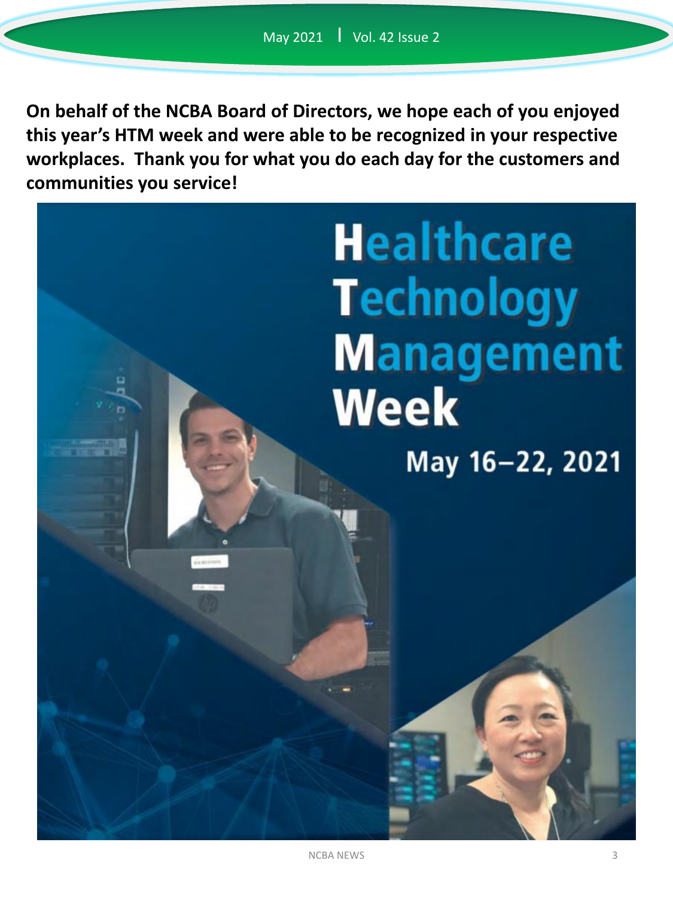**On behalf of the NCBA Board of Directors, we hope each of you enjoyed this year's HTM week and were able to be recognized in your respective workplaces. Thank you for what you do each day for the customers and communities you service!**

# Healthcare Technology Management Week

May 16–22, 2021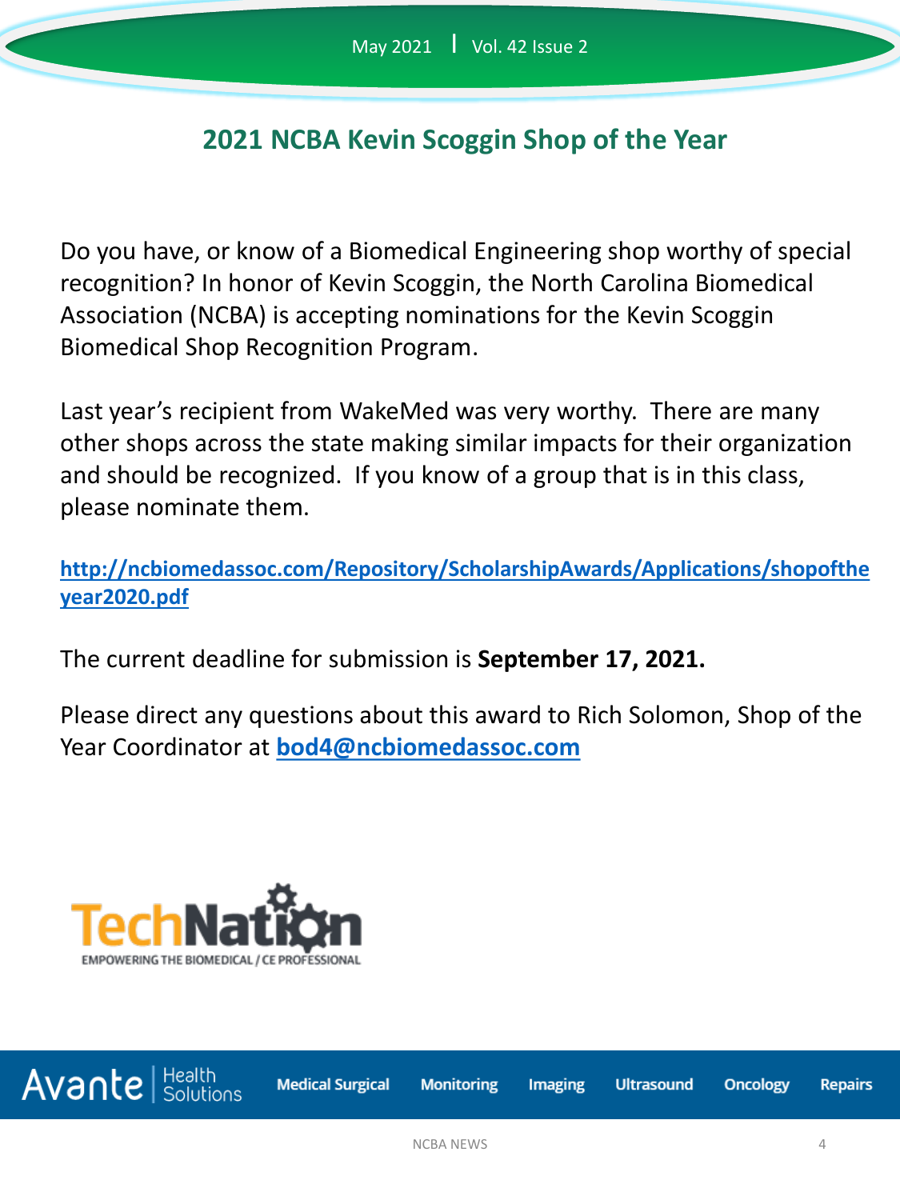## 2021 NCBA Kevin Scoggin Shop of the Year

Do you have, or know of a Biomedical Engineering shop worthy of special recognition? In honor of Kevin Scoggin, the North Carolina Biomedical Association (NCBA) is accepting nominations for the Kevin Scoggin Biomedical Shop Recognition Program.

Last year's recipient from WakeMed was very worthy. There are many other shops across the state making similar impacts for their organization and should be recognized. If you know of a group that is in this class, please nominate them.

**http://ncbiomedassoc.com/Repository/ScholarshipAwards/Applications/shopoftheyear2020.pdf**

The current deadline for submission is **September 17, 2021.**

Please direct any questions about this award to Rich Solomon, Shop of the Year Coordinator at **bod4@ncbiomedassoc.com**

TechNation
EMPOWERING THE BIOMEDICAL / CE PROFESSIONAL

Avante | Health Solutions — Medical Surgical · Monitoring · Imaging · Ultrasound · Oncology · Repairs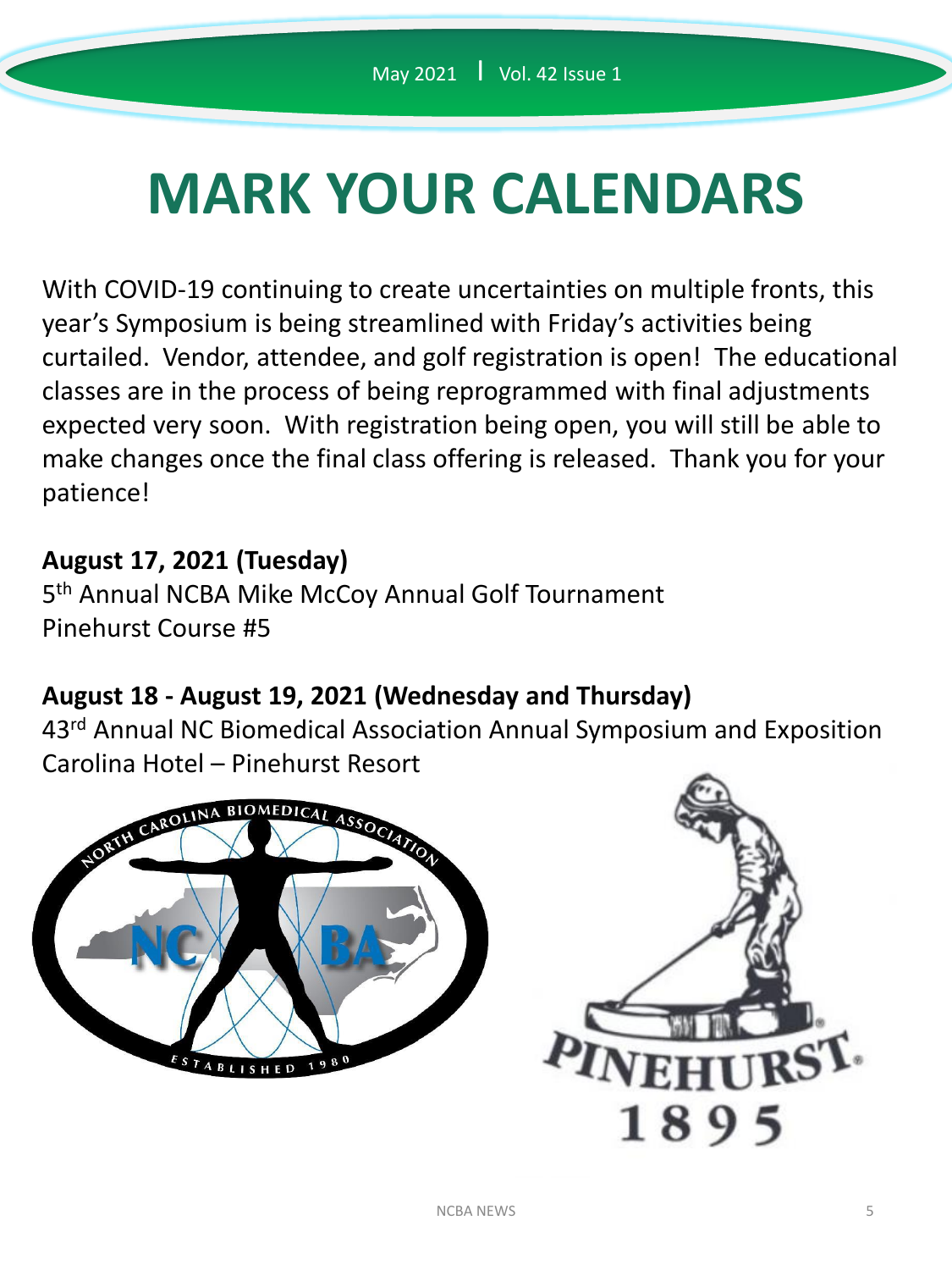# MARK YOUR CALENDARS

With COVID-19 continuing to create uncertainties on multiple fronts, this year's Symposium is being streamlined with Friday's activities being curtailed. Vendor, attendee, and golf registration is open! The educational classes are in the process of being reprogrammed with final adjustments expected very soon. With registration being open, you will still be able to make changes once the final class offering is released. Thank you for your patience!

**August 17, 2021 (Tuesday)**
5th Annual NCBA Mike McCoy Annual Golf Tournament
Pinehurst Course #5

**August 18 - August 19, 2021 (Wednesday and Thursday)**
43rd Annual NC Biomedical Association Annual Symposium and Exposition
Carolina Hotel – Pinehurst Resort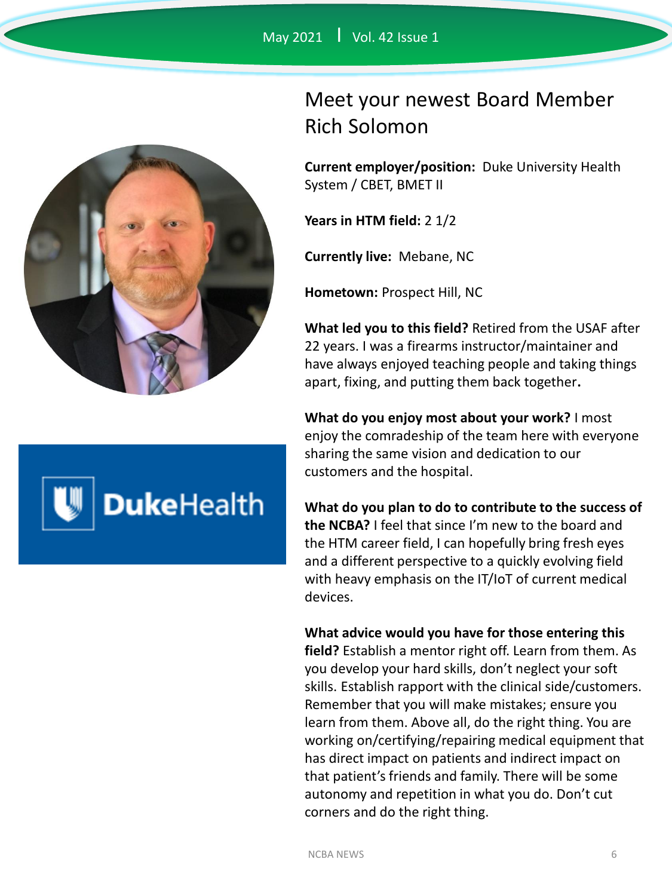# Meet your newest Board Member Rich Solomon

**Current employer/position:** Duke University Health System / CBET, BMET II

**Years in HTM field:** 2 1/2

**Currently live:** Mebane, NC

**Hometown:** Prospect Hill, NC

**What led you to this field?** Retired from the USAF after 22 years. I was a firearms instructor/maintainer and have always enjoyed teaching people and taking things apart, fixing, and putting them back together.

**What do you enjoy most about your work?** I most enjoy the comradeship of the team here with everyone sharing the same vision and dedication to our customers and the hospital.

**What do you plan to do to contribute to the success of the NCBA?** I feel that since I'm new to the board and the HTM career field, I can hopefully bring fresh eyes and a different perspective to a quickly evolving field with heavy emphasis on the IT/IoT of current medical devices.

**What advice would you have for those entering this field?** Establish a mentor right off. Learn from them. As you develop your hard skills, don't neglect your soft skills. Establish rapport with the clinical side/customers. Remember that you will make mistakes; ensure you learn from them. Above all, do the right thing. You are working on/certifying/repairing medical equipment that has direct impact on patients and indirect impact on that patient's friends and family. There will be some autonomy and repetition in what you do. Don't cut corners and do the right thing.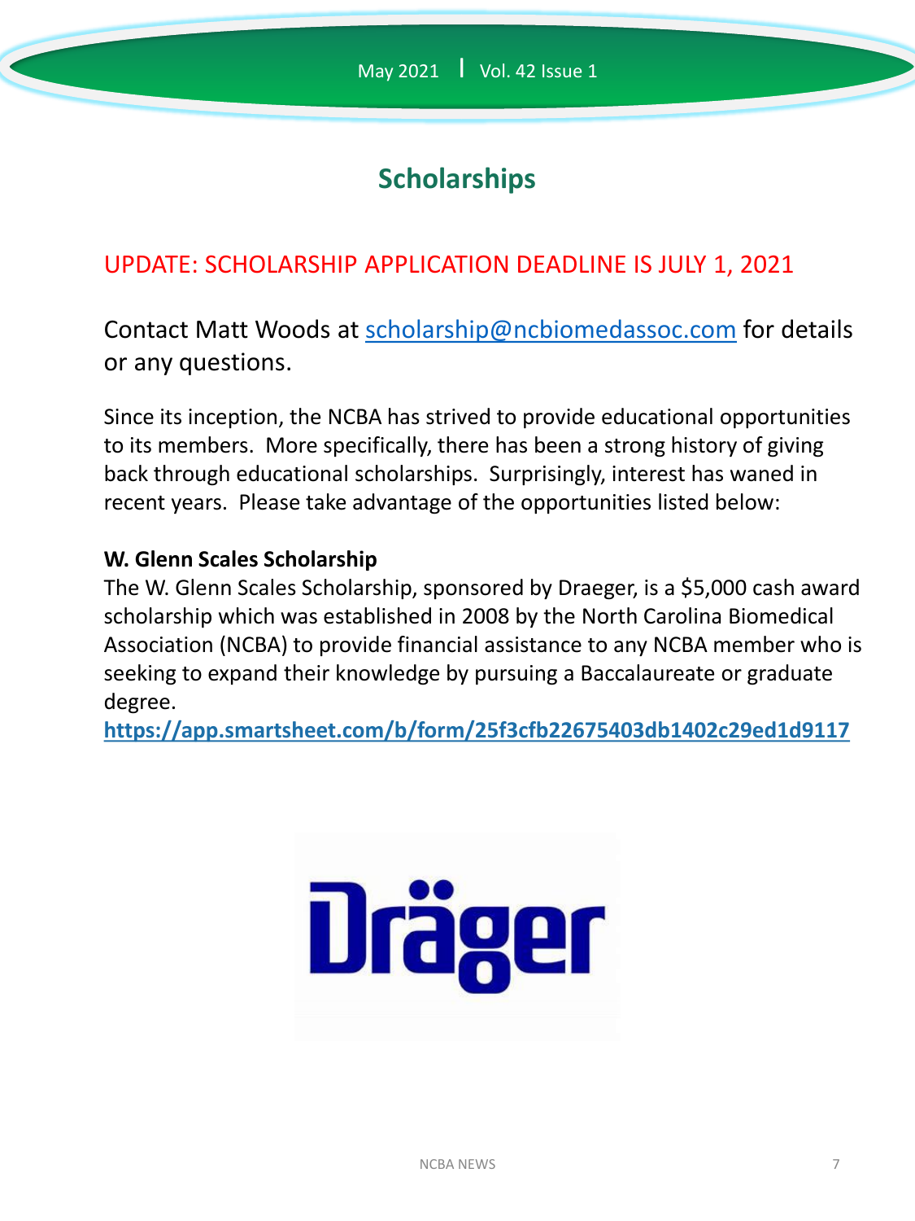## Scholarships

UPDATE: SCHOLARSHIP APPLICATION DEADLINE IS JULY 1, 2021

Contact Matt Woods at scholarship@ncbiomedassoc.com for details or any questions.

Since its inception, the NCBA has strived to provide educational opportunities to its members. More specifically, there has been a strong history of giving back through educational scholarships. Surprisingly, interest has waned in recent years. Please take advantage of the opportunities listed below:

**W. Glenn Scales Scholarship**

The W. Glenn Scales Scholarship, sponsored by Draeger, is a $5,000 cash award scholarship which was established in 2008 by the North Carolina Biomedical Association (NCBA) to provide financial assistance to any NCBA member who is seeking to expand their knowledge by pursuing a Baccalaureate or graduate degree.

**https://app.smartsheet.com/b/form/25f3cfb22675403db1402c29ed1d9117**

Dräger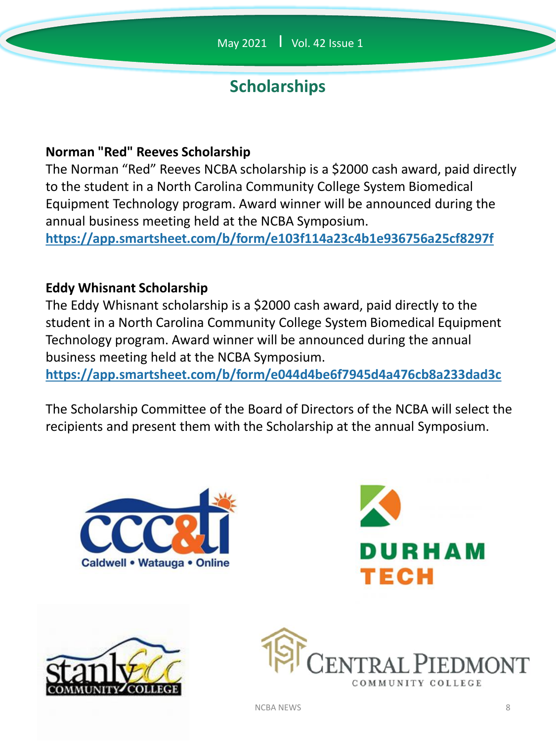## Scholarships

### Norman "Red" Reeves Scholarship

The Norman “Red” Reeves NCBA scholarship is a $2000 cash award, paid directly to the student in a North Carolina Community College System Biomedical Equipment Technology program. Award winner will be announced during the annual business meeting held at the NCBA Symposium.

https://app.smartsheet.com/b/form/e103f114a23c4b1e936756a25cf8297f

### Eddy Whisnant Scholarship

The Eddy Whisnant scholarship is a $2000 cash award, paid directly to the student in a North Carolina Community College System Biomedical Equipment Technology program. Award winner will be announced during the annual business meeting held at the NCBA Symposium.

https://app.smartsheet.com/b/form/e044d4be6f7945d4a476cb8a233dad3c

The Scholarship Committee of the Board of Directors of the NCBA will select the recipients and present them with the Scholarship at the annual Symposium.